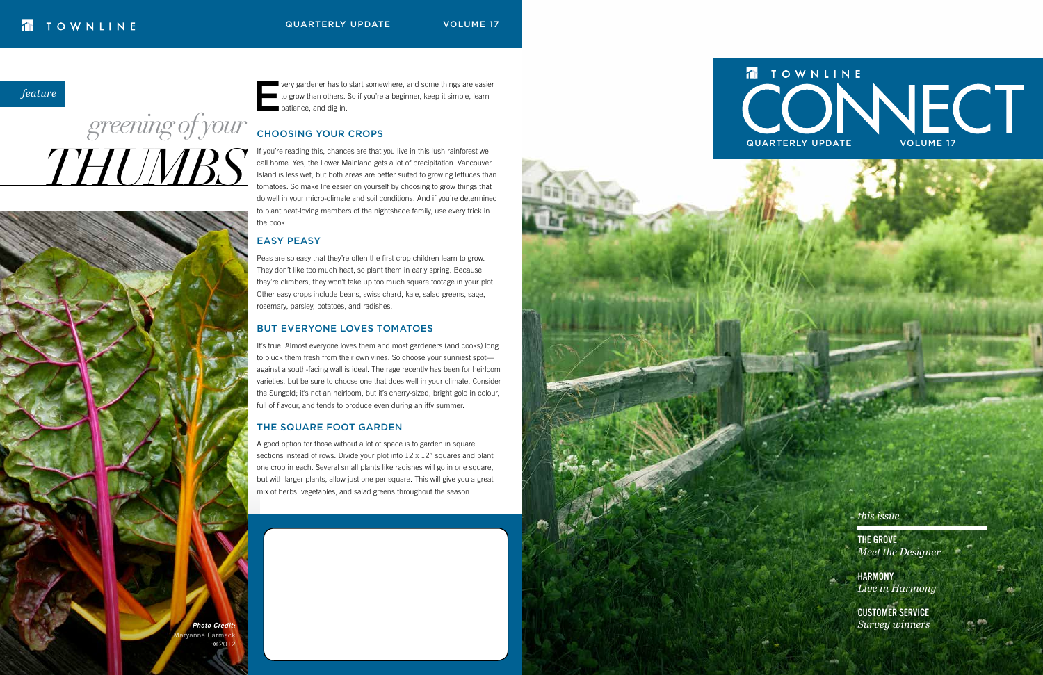*feature*

# *greening of your THUMBS*

Every gardener has to start somewhere, and some things are easier to grow than others. So if you're a beginner, keep it simple, learn patience, and dig in.

## CHOOSING YOUR CROPS

If you're reading this, chances are that you live in this lush rainforest we call home. Yes, the Lower Mainland gets a lot of precipitation. Vancouver Island is less wet, but both areas are better suited to growing lettuces than tomatoes. So make life easier on yourself by choosing to grow things that do well in your micro-climate and soil conditions. And if you're determined to plant heat-loving members of the nightshade family, use every trick in the book.

## EASY PEASY

Peas are so easy that they're often the first crop children learn to grow. They don't like too much heat, so plant them in early spring. Because they're climbers, they won't take up too much square footage in your plot. Other easy crops include beans, swiss chard, kale, salad greens, sage, rosemary, parsley, potatoes, and radishes.

## BUT EVERYONE LOVES TOMATOES

It's true. Almost everyone loves them and most gardeners (and cooks) long to pluck them fresh from their own vines. So choose your sunniest spot—against a south-facing wall is ideal. The rage recently has been for heirloom varieties, but be sure to choose one that does well in your climate. Consider the Sungold; it's not an heirloom, but it's cherry-sized, bright gold in colour, full of flavour, and tends to produce even during an iffy summer.

## THE SQUARE FOOT GARDEN

A good option for those without a lot of space is to garden in square sections instead of rows. Divide your plot into 12 x 12" squares and plant one crop in each. Several small plants like radishes will go in one square, but with larger plants, allow just one per square. This will give you a great mix of herbs, vegetables, and salad greens throughout the season.

***Photo Credit:*** Maryanne Carmack ©2012

# TOWNLINE CONNECT

QUARTERLY UPDATE VOLUME 17

*this issue*

**THE GROVE**
*Meet the Designer*

**HARMONY**
*Live in Harmony*

**CUSTOMER SERVICE**
*Survey winners*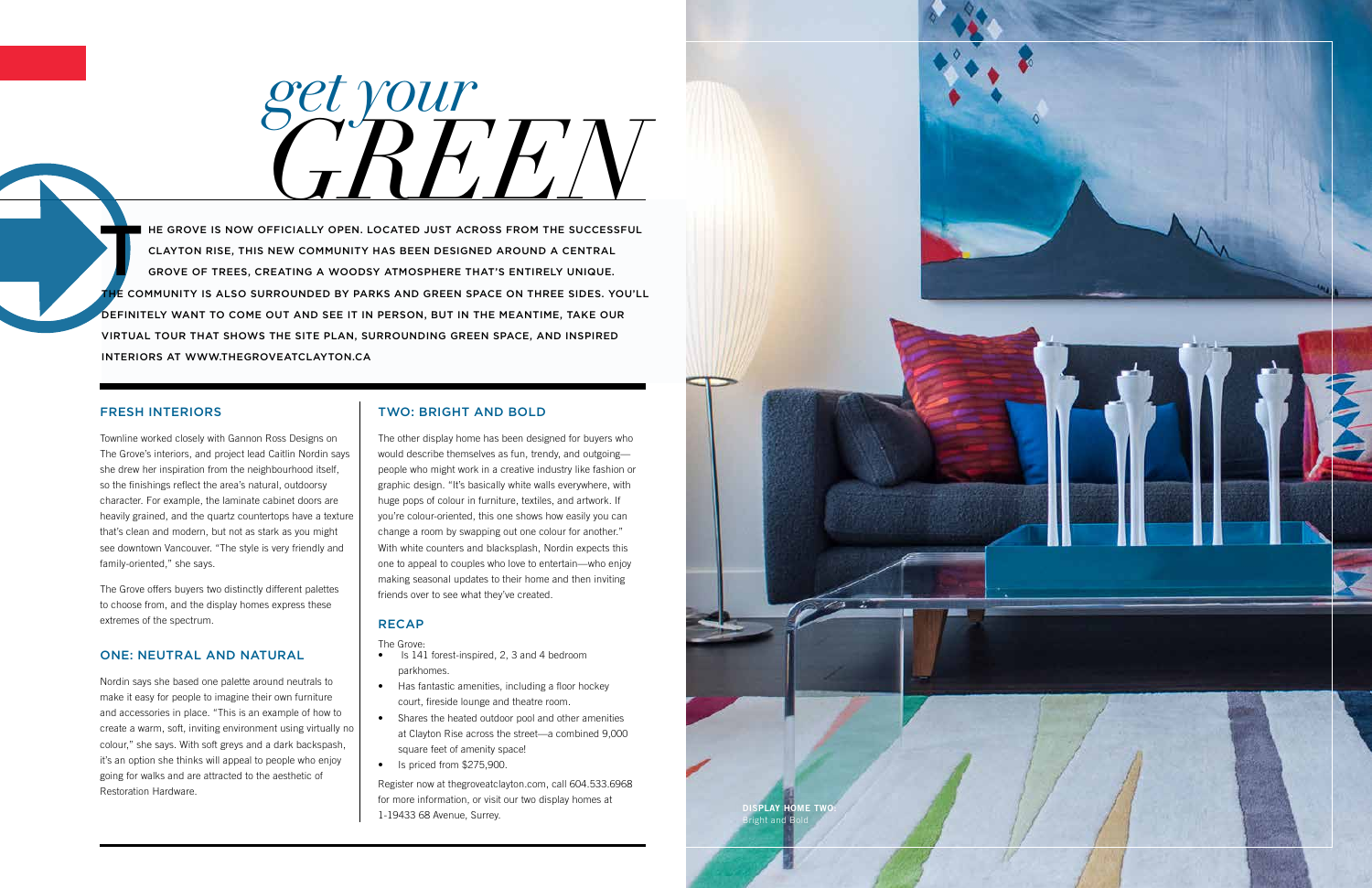# *get your GREEN*

THE GROVE IS NOW OFFICIALLY OPEN. LOCATED JUST ACROSS FROM THE SUCCESSFUL CLAYTON RISE, THIS NEW COMMUNITY HAS BEEN DESIGNED AROUND A CENTRAL GROVE OF TREES, CREATING A WOODSY ATMOSPHERE THAT'S ENTIRELY UNIQUE. THE COMMUNITY IS ALSO SURROUNDED BY PARKS AND GREEN SPACE ON THREE SIDES. YOU'LL DEFINITELY WANT TO COME OUT AND SEE IT IN PERSON, BUT IN THE MEANTIME, TAKE OUR VIRTUAL TOUR THAT SHOWS THE SITE PLAN, SURROUNDING GREEN SPACE, AND INSPIRED INTERIORS AT WWW.THEGROVEATCLAYTON.CA

## FRESH INTERIORS

Townline worked closely with Gannon Ross Designs on The Grove's interiors, and project lead Caitlin Nordin says she drew her inspiration from the neighbourhood itself, so the finishings reflect the area's natural, outdoorsy character. For example, the laminate cabinet doors are heavily grained, and the quartz countertops have a texture that's clean and modern, but not as stark as you might see downtown Vancouver. "The style is very friendly and family-oriented," she says.

The Grove offers buyers two distinctly different palettes to choose from, and the display homes express these extremes of the spectrum.

## ONE: NEUTRAL AND NATURAL

Nordin says she based one palette around neutrals to make it easy for people to imagine their own furniture and accessories in place. "This is an example of how to create a warm, soft, inviting environment using virtually no colour," she says. With soft greys and a dark backspash, it's an option she thinks will appeal to people who enjoy going for walks and are attracted to the aesthetic of Restoration Hardware.

## TWO: BRIGHT AND BOLD

The other display home has been designed for buyers who would describe themselves as fun, trendy, and outgoing—people who might work in a creative industry like fashion or graphic design. "It's basically white walls everywhere, with huge pops of colour in furniture, textiles, and artwork. If you're colour-oriented, this one shows how easily you can change a room by swapping out one colour for another." With white counters and blacksplash, Nordin expects this one to appeal to couples who love to entertain—who enjoy making seasonal updates to their home and then inviting friends over to see what they've created.

## RECAP

The Grove:

- Is 141 forest-inspired, 2, 3 and 4 bedroom parkhomes.
- Has fantastic amenities, including a floor hockey court, fireside lounge and theatre room.
- Shares the heated outdoor pool and other amenities at Clayton Rise across the street—a combined 9,000 square feet of amenity space!
- Is priced from $275,900.

Register now at thegroveatclayton.com, call 604.533.6968 for more information, or visit our two display homes at 1-19433 68 Avenue, Surrey.

**DISPLAY HOME TWO:** Bright and Bold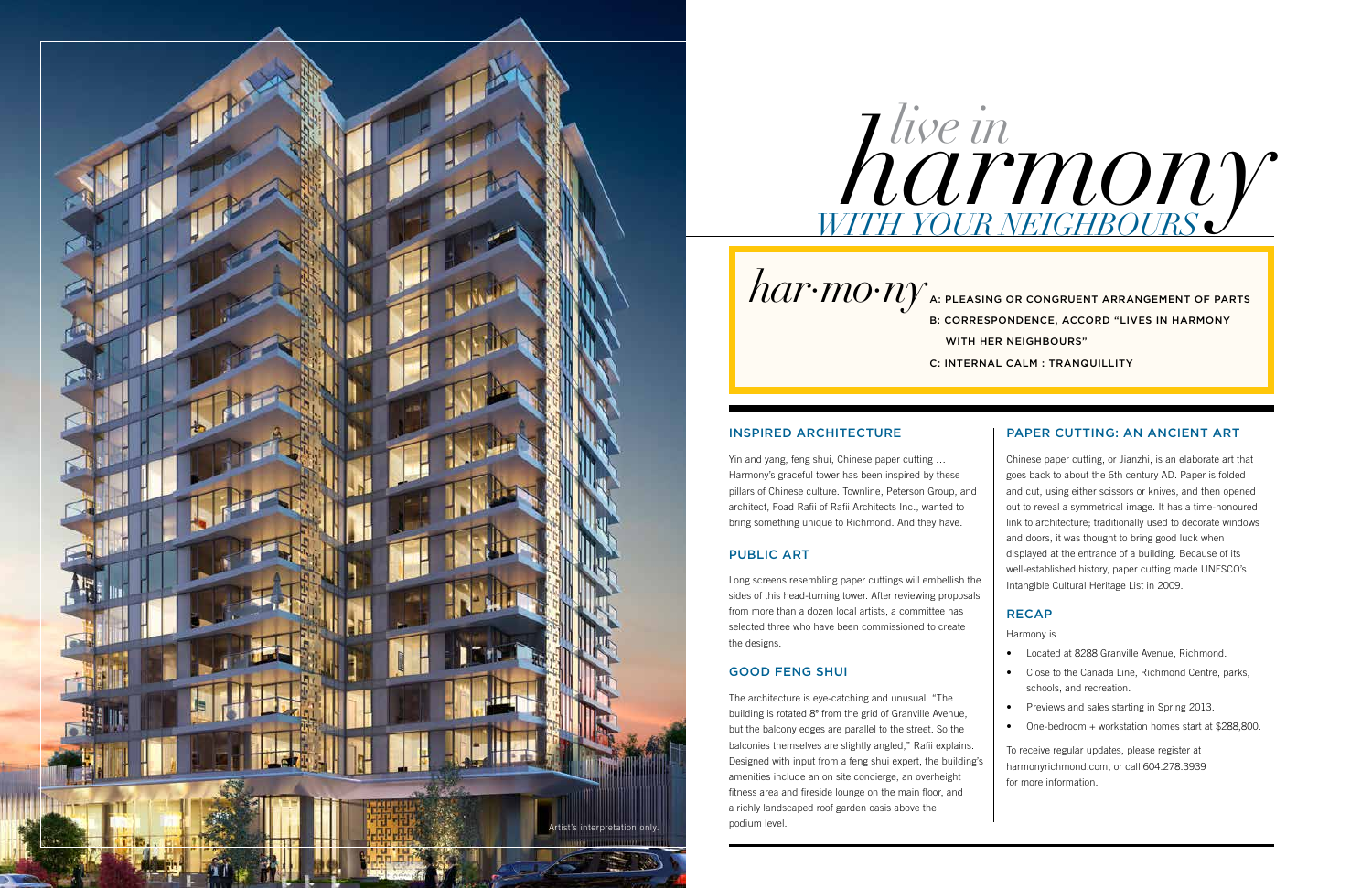# *live in harmony* WITH YOUR NEIGHBOURS

*har·mo·ny* A: PLEASING OR CONGRUENT ARRANGEMENT OF PARTS
B: CORRESPONDENCE, ACCORD "LIVES IN HARMONY WITH HER NEIGHBOURS"
C: INTERNAL CALM : TRANQUILLITY

## INSPIRED ARCHITECTURE

Yin and yang, feng shui, Chinese paper cutting ... Harmony's graceful tower has been inspired by these pillars of Chinese culture. Townline, Peterson Group, and architect, Foad Rafii of Rafii Architects Inc., wanted to bring something unique to Richmond. And they have.

## PUBLIC ART

Long screens resembling paper cuttings will embellish the sides of this head-turning tower. After reviewing proposals from more than a dozen local artists, a committee has selected three who have been commissioned to create the designs.

## GOOD FENG SHUI

The architecture is eye-catching and unusual. "The building is rotated 8º from the grid of Granville Avenue, but the balcony edges are parallel to the street. So the balconies themselves are slightly angled," Rafii explains. Designed with input from a feng shui expert, the building's amenities include an on site concierge, an overheight fitness area and fireside lounge on the main floor, and a richly landscaped roof garden oasis above the podium level.

## PAPER CUTTING: AN ANCIENT ART

Chinese paper cutting, or Jianzhi, is an elaborate art that goes back to about the 6th century AD. Paper is folded and cut, using either scissors or knives, and then opened out to reveal a symmetrical image. It has a time-honoured link to architecture; traditionally used to decorate windows and doors, it was thought to bring good luck when displayed at the entrance of a building. Because of its well-established history, paper cutting made UNESCO's Intangible Cultural Heritage List in 2009.

## RECAP

Harmony is

- Located at 8288 Granville Avenue, Richmond.
- Close to the Canada Line, Richmond Centre, parks, schools, and recreation.
- Previews and sales starting in Spring 2013.
- One-bedroom + workstation homes start at $288,800.

To receive regular updates, please register at harmonyrichmond.com, or call 604.278.3939 for more information.

Artist's interpretation only.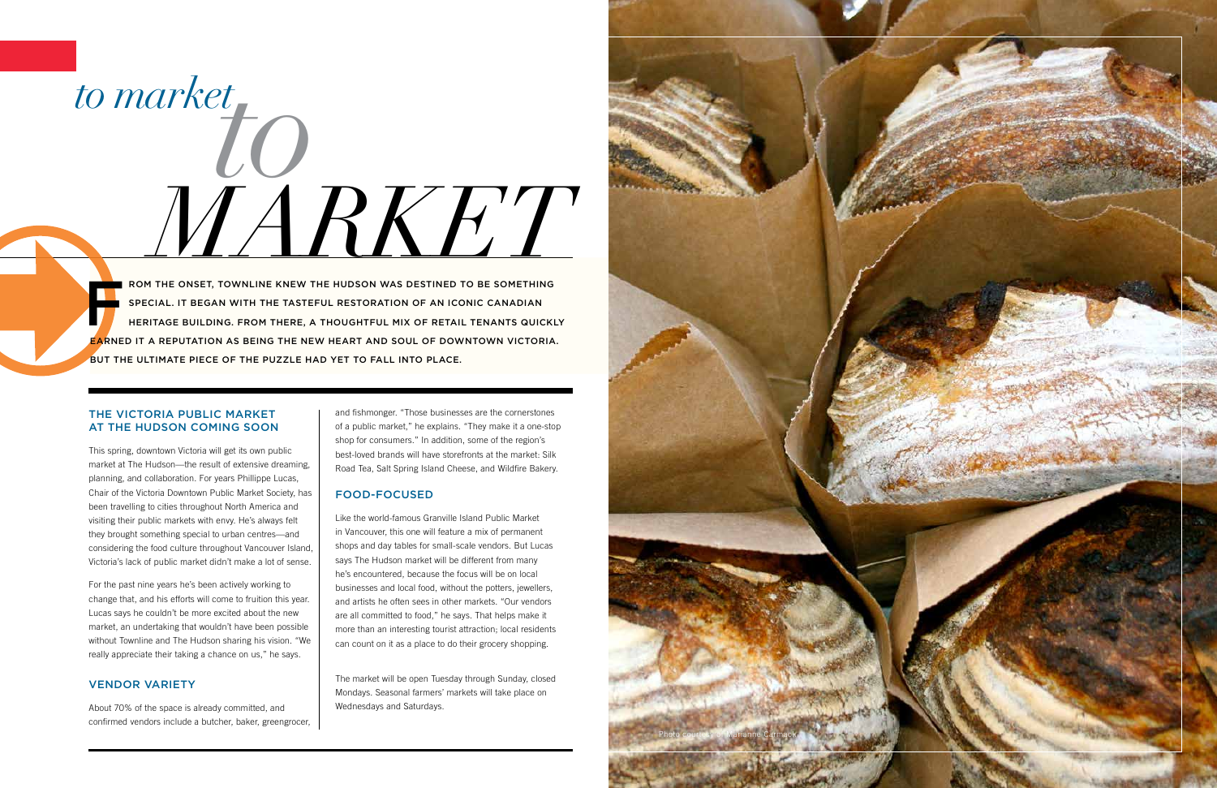# *to market* *to MARKET*

**FROM THE ONSET, TOWNLINE KNEW THE HUDSON WAS DESTINED TO BE SOMETHING SPECIAL. IT BEGAN WITH THE TASTEFUL RESTORATION OF AN ICONIC CANADIAN HERITAGE BUILDING. FROM THERE, A THOUGHTFUL MIX OF RETAIL TENANTS QUICKLY EARNED IT A REPUTATION AS BEING THE NEW HEART AND SOUL OF DOWNTOWN VICTORIA. BUT THE ULTIMATE PIECE OF THE PUZZLE HAD YET TO FALL INTO PLACE.**

## THE VICTORIA PUBLIC MARKET AT THE HUDSON COMING SOON

This spring, downtown Victoria will get its own public market at The Hudson—the result of extensive dreaming, planning, and collaboration. For years Phillippe Lucas, Chair of the Victoria Downtown Public Market Society, has been travelling to cities throughout North America and visiting their public markets with envy. He's always felt they brought something special to urban centres—and considering the food culture throughout Vancouver Island, Victoria's lack of public market didn't make a lot of sense.

For the past nine years he's been actively working to change that, and his efforts will come to fruition this year. Lucas says he couldn't be more excited about the new market, an undertaking that wouldn't have been possible without Townline and The Hudson sharing his vision. "We really appreciate their taking a chance on us," he says.

## VENDOR VARIETY

About 70% of the space is already committed, and confirmed vendors include a butcher, baker, greengrocer, and fishmonger. "Those businesses are the cornerstones of a public market," he explains. "They make it a one-stop shop for consumers." In addition, some of the region's best-loved brands will have storefronts at the market: Silk Road Tea, Salt Spring Island Cheese, and Wildfire Bakery.

## FOOD-FOCUSED

Like the world-famous Granville Island Public Market in Vancouver, this one will feature a mix of permanent shops and day tables for small-scale vendors. But Lucas says The Hudson market will be different from many he's encountered, because the focus will be on local businesses and local food, without the potters, jewellers, and artists he often sees in other markets. "Our vendors are all committed to food," he says. That helps make it more than an interesting tourist attraction; local residents can count on it as a place to do their grocery shopping.

The market will be open Tuesday through Sunday, closed Mondays. Seasonal farmers' markets will take place on Wednesdays and Saturdays.

Photo courtesy of Marianne Carmack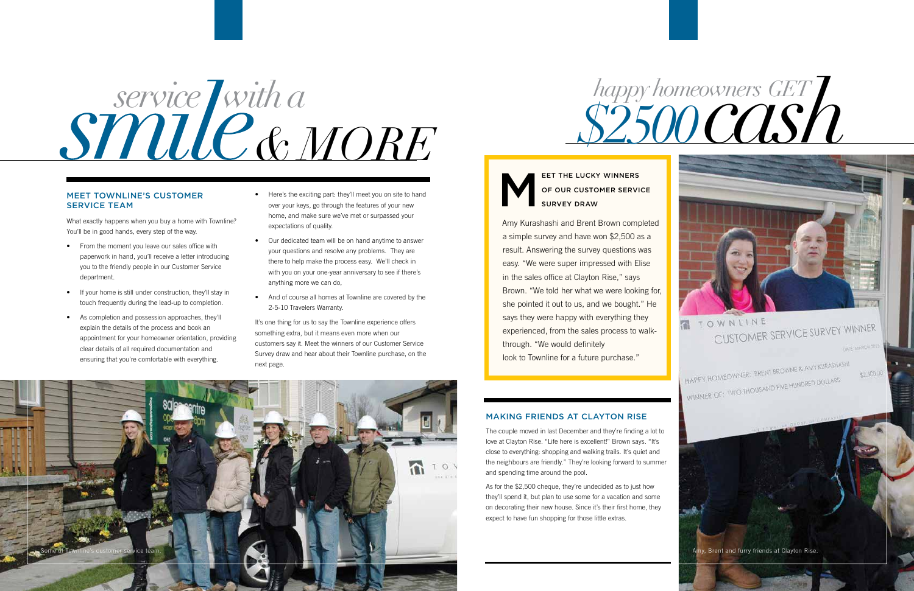# *service with a smile & MORE*

## MEET TOWNLINE'S CUSTOMER SERVICE TEAM

What exactly happens when you buy a home with Townline? You'll be in good hands, every step of the way.

- From the moment you leave our sales office with paperwork in hand, you'll receive a letter introducing you to the friendly people in our Customer Service department.
- If your home is still under construction, they'll stay in touch frequently during the lead-up to completion.
- As completion and possession approaches, they'll explain the details of the process and book an appointment for your homeowner orientation, providing clear details of all required documentation and ensuring that you're comfortable with everything.
- Here's the exciting part: they'll meet you on site to hand over your keys, go through the features of your new home, and make sure we've met or surpassed your expectations of quality.
- Our dedicated team will be on hand anytime to answer your questions and resolve any problems. They are there to help make the process easy. We'll check in with you on your one-year anniversary to see if there's anything more we can do,
- And of course all homes at Townline are covered by the 2-5-10 Travelers Warranty.

It's one thing for us to say the Townline experience offers something extra, but it means even more when our customers say it. Meet the winners of our Customer Service Survey draw and hear about their Townline purchase, on the next page.

Some of Townline's customer service team.

# *happy homeowners GET $2500 cash*

**MEET THE LUCKY WINNERS OF OUR CUSTOMER SERVICE SURVEY DRAW**

Amy Kurashashi and Brent Brown completed a simple survey and have won $2,500 as a result. Answering the survey questions was easy. "We were super impressed with Elise in the sales office at Clayton Rise," says Brown. "We told her what we were looking for, she pointed it out to us, and we bought." He says they were happy with everything they experienced, from the sales process to walk-through. "We would definitely look to Townline for a future purchase."

## MAKING FRIENDS AT CLAYTON RISE

The couple moved in last December and they're finding a lot to love at Clayton Rise. "Life here is excellent!" Brown says. "It's close to everything: shopping and walking trails. It's quiet and the neighbours are friendly." They're looking forward to summer and spending time around the pool.

As for the $2,500 cheque, they're undecided as to just how they'll spend it, but plan to use some for a vacation and some on decorating their new house. Since it's their first home, they expect to have fun shopping for those little extras.

Amy, Brent and furry friends at Clayton Rise.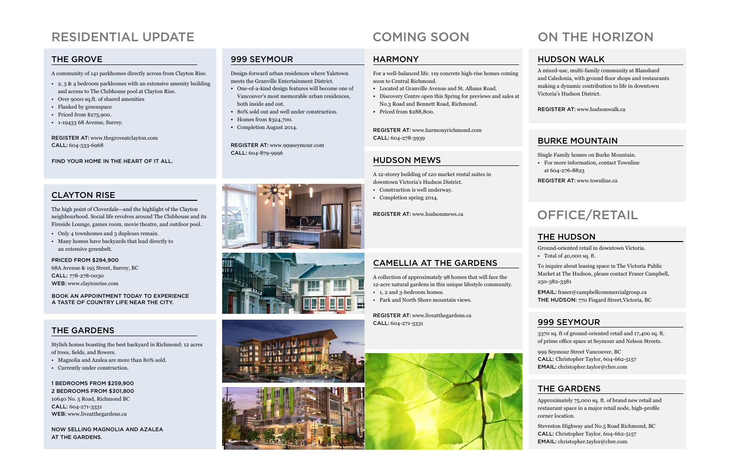# RESIDENTIAL UPDATE

## THE GROVE

A community of 141 parkhomes directly across from Clayton Rise.

- 2, 3 & 4 bedroom parkhomes with an extensive amenity building and access to The Clubhouse pool at Clayton Rise.
- Over 9000 sq.ft. of shared amenities
- Flanked by greenspace
- Priced from $275,900.
- 1-19433 68 Avenue, Surrey.

REGISTER AT: www.thegroveatclayton.com
CALL: 604-533-6968

FIND YOUR HOME IN THE HEART OF IT ALL.

## CLAYTON RISE

The high point of Cloverdale—and the highlight of the Clayton neighbourhood. Social life revolves around The Clubhouse and its Fireside Lounge, games room, movie theatre, and outdoor pool.

- Only 4 townhomes and 3 duplexes remain.
- Many homes have backyards that lead directly to an extensive greenbelt.

PRICED FROM $294,900
68A Avenue & 195 Street, Surrey, BC
CALL: 778-278-0030
WEB: www.claytonrise.com

BOOK AN APPOINTMENT TODAY TO EXPERIENCE A TASTE OF COUNTRY LIFE NEAR THE CITY.

## THE GARDENS

Stylish homes boasting the best backyard in Richmond: 12 acres of trees, fields, and flowers.

- Magnolia and Azalea are more than 80% sold.
- Currently under construction.

1 BEDROOMS FROM $259,900
2 BEDROOMS FROM $301,800
10640 No. 5 Road, Richmond BC
CALL: 604-271-3331
WEB: www.liveatthegardens.ca

NOW SELLING MAGNOLIA AND AZALEA AT THE GARDENS.

## 999 SEYMOUR

Design-forward urban residences where Yaletown meets the Granville Entertainment District.

- One-of-a-kind design features will become one of Vancouver's most memorable urban residences, both inside and out.
- 80% sold out and well under construction.
- Homes from $324,700.
- Completion August 2014.

REGISTER AT: www.999seymour.com
CALL: 604-879-9996

# COMING SOON

## HARMONY

For a well-balanced life. 119 concrete high-rise homes coming soon to Central Richmond.

- Located at Granville Avenue and St. Albans Road.
- Discovery Centre open this Spring for previews and sales at No.3 Road and Bennett Road, Richmond.
- Priced from $288,800.

REGISTER AT: www.harmonyrichmond.com
CALL: 604-278-3939

## HUDSON MEWS

A 12-storey building of 120 market rental suites in downtown Victoria's Hudson District.

- Construction is well underway.
- Completion spring 2014.

REGISTER AT: www.hudsonmews.ca

## CAMELLIA AT THE GARDENS

A collection of approximately 98 homes that will face the 12-acre natural gardens in this unique lifestyle community.

- 1, 2 and 3-bedroom homes.
- Park and North Shore mountain views.

REGISTER AT: www.liveatthegardens.ca
CALL: 604-271-3331

# ON THE HORIZON

## HUDSON WALK

A mixed-use, multi-family community at Blanshard and Caledonia, with ground floor shops and restaurants making a dynamic contribution to life in downtown Victoria's Hudson District.

REGISTER AT: www.hudsonwalk.ca

## BURKE MOUNTAIN

Single Family homes on Burke Mountain.

- For more information, contact Townline at 604-276-8823

REGISTER AT: www.townline.ca

# OFFICE/RETAIL

## THE HUDSON

Ground-oriented retail in downtown Victoria.

- Total of 40,000 sq. ft.

To inquire about leasing space in The Victoria Public Market at The Hudson, please contact Fraser Campbell, 250-382-3381

EMAIL: fraser@campbellcommercialgroup.ca
THE HUDSON: 770 Fisgard Street,Victoria, BC

## 999 SEYMOUR

3370 sq. ft of ground-oriented retail and 17,400 sq. ft. of prime office space at Seymour and Nelson Streets.

999 Seymour Street Vancouver, BC
CALL: Christopher Taylor, 604-662-5157
EMAIL: christopher.taylor@cbre.com

## THE GARDENS

Approximately 75,000 sq. ft. of brand new retail and restaurant space in a major retail node, high-profile corner location.

Steveston Highway and No.5 Road Richmond, BC
CALL: Christopher Taylor, 604-662-5157
EMAIL: christopher.taylor@cbre.com